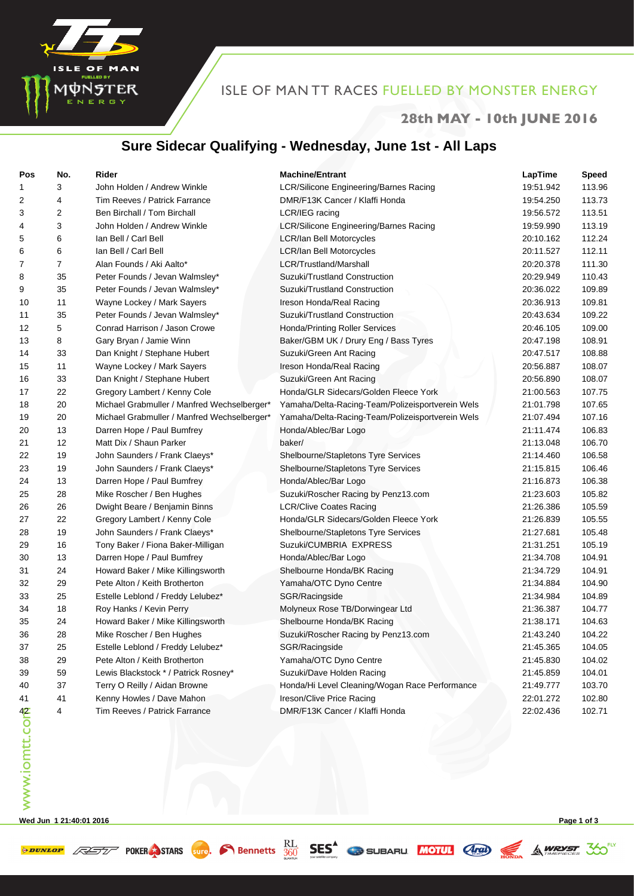ISLE OF MAN TT RACES FUELLED BY MONSTER ENERGY

**28th MAY - 10th JUNE 2016**

## Sure Sidecar Qualifying - Wednesday, June 1st - All Laps

| Pos | No. | Rider | Machine/Entrant | LapTime | Speed |
|---|---|---|---|---|---|
| 1 | 3 | John Holden / Andrew Winkle | LCR/Silicone Engineering/Barnes Racing | 19:51.942 | 113.96 |
| 2 | 4 | Tim Reeves / Patrick Farrance | DMR/F13K Cancer / Klaffi Honda | 19:54.250 | 113.73 |
| 3 | 2 | Ben Birchall / Tom Birchall | LCR/IEG racing | 19:56.572 | 113.51 |
| 4 | 3 | John Holden / Andrew Winkle | LCR/Silicone Engineering/Barnes Racing | 19:59.990 | 113.19 |
| 5 | 6 | Ian Bell / Carl Bell | LCR/Ian Bell Motorcycles | 20:10.162 | 112.24 |
| 6 | 6 | Ian Bell / Carl Bell | LCR/Ian Bell Motorcycles | 20:11.527 | 112.11 |
| 7 | 7 | Alan Founds / Aki Aalto* | LCR/Trustland/Marshall | 20:20.378 | 111.30 |
| 8 | 35 | Peter Founds / Jevan Walmsley* | Suzuki/Trustland Construction | 20:29.949 | 110.43 |
| 9 | 35 | Peter Founds / Jevan Walmsley* | Suzuki/Trustland Construction | 20:36.022 | 109.89 |
| 10 | 11 | Wayne Lockey / Mark Sayers | Ireson Honda/Real Racing | 20:36.913 | 109.81 |
| 11 | 35 | Peter Founds / Jevan Walmsley* | Suzuki/Trustland Construction | 20:43.634 | 109.22 |
| 12 | 5 | Conrad Harrison / Jason Crowe | Honda/Printing Roller Services | 20:46.105 | 109.00 |
| 13 | 8 | Gary Bryan / Jamie Winn | Baker/GBM UK / Drury Eng / Bass Tyres | 20:47.198 | 108.91 |
| 14 | 33 | Dan Knight / Stephane Hubert | Suzuki/Green Ant Racing | 20:47.517 | 108.88 |
| 15 | 11 | Wayne Lockey / Mark Sayers | Ireson Honda/Real Racing | 20:56.887 | 108.07 |
| 16 | 33 | Dan Knight / Stephane Hubert | Suzuki/Green Ant Racing | 20:56.890 | 108.07 |
| 17 | 22 | Gregory Lambert / Kenny Cole | Honda/GLR Sidecars/Golden Fleece York | 21:00.563 | 107.75 |
| 18 | 20 | Michael Grabmuller / Manfred Wechselberger* | Yamaha/Delta-Racing-Team/Polizeisportverein Wels | 21:01.798 | 107.65 |
| 19 | 20 | Michael Grabmuller / Manfred Wechselberger* | Yamaha/Delta-Racing-Team/Polizeisportverein Wels | 21:07.494 | 107.16 |
| 20 | 13 | Darren Hope / Paul Bumfrey | Honda/Ablec/Bar Logo | 21:11.474 | 106.83 |
| 21 | 12 | Matt Dix / Shaun Parker | baker/ | 21:13.048 | 106.70 |
| 22 | 19 | John Saunders / Frank Claeys* | Shelbourne/Stapletons Tyre Services | 21:14.460 | 106.58 |
| 23 | 19 | John Saunders / Frank Claeys* | Shelbourne/Stapletons Tyre Services | 21:15.815 | 106.46 |
| 24 | 13 | Darren Hope / Paul Bumfrey | Honda/Ablec/Bar Logo | 21:16.873 | 106.38 |
| 25 | 28 | Mike Roscher / Ben Hughes | Suzuki/Roscher Racing by Penz13.com | 21:23.603 | 105.82 |
| 26 | 26 | Dwight Beare / Benjamin Binns | LCR/Clive Coates Racing | 21:26.386 | 105.59 |
| 27 | 22 | Gregory Lambert / Kenny Cole | Honda/GLR Sidecars/Golden Fleece York | 21:26.839 | 105.55 |
| 28 | 19 | John Saunders / Frank Claeys* | Shelbourne/Stapletons Tyre Services | 21:27.681 | 105.48 |
| 29 | 16 | Tony Baker / Fiona Baker-Milligan | Suzuki/CUMBRIA EXPRESS | 21:31.251 | 105.19 |
| 30 | 13 | Darren Hope / Paul Bumfrey | Honda/Ablec/Bar Logo | 21:34.708 | 104.91 |
| 31 | 24 | Howard Baker / Mike Killingsworth | Shelbourne Honda/BK Racing | 21:34.729 | 104.91 |
| 32 | 29 | Pete Alton / Keith Brotherton | Yamaha/OTC Dyno Centre | 21:34.884 | 104.90 |
| 33 | 25 | Estelle Leblond / Freddy Lelubez* | SGR/Racingside | 21:34.984 | 104.89 |
| 34 | 18 | Roy Hanks / Kevin Perry | Molyneux Rose TB/Dorwingear Ltd | 21:36.387 | 104.77 |
| 35 | 24 | Howard Baker / Mike Killingsworth | Shelbourne Honda/BK Racing | 21:38.171 | 104.63 |
| 36 | 28 | Mike Roscher / Ben Hughes | Suzuki/Roscher Racing by Penz13.com | 21:43.240 | 104.22 |
| 37 | 25 | Estelle Leblond / Freddy Lelubez* | SGR/Racingside | 21:45.365 | 104.05 |
| 38 | 29 | Pete Alton / Keith Brotherton | Yamaha/OTC Dyno Centre | 21:45.830 | 104.02 |
| 39 | 59 | Lewis Blackstock * / Patrick Rosney* | Suzuki/Dave Holden Racing | 21:45.859 | 104.01 |
| 40 | 37 | Terry O Reilly / Aidan Browne | Honda/Hi Level Cleaning/Wogan Race Performance | 21:49.777 | 103.70 |
| 41 | 41 | Kenny Howles / Dave Mahon | Ireson/Clive Price Racing | 22:01.272 | 102.80 |
| 42 | 4 | Tim Reeves / Patrick Farrance | DMR/F13K Cancer / Klaffi Honda | 22:02.436 | 102.71 |

Wed Jun 1 21:40:01 2016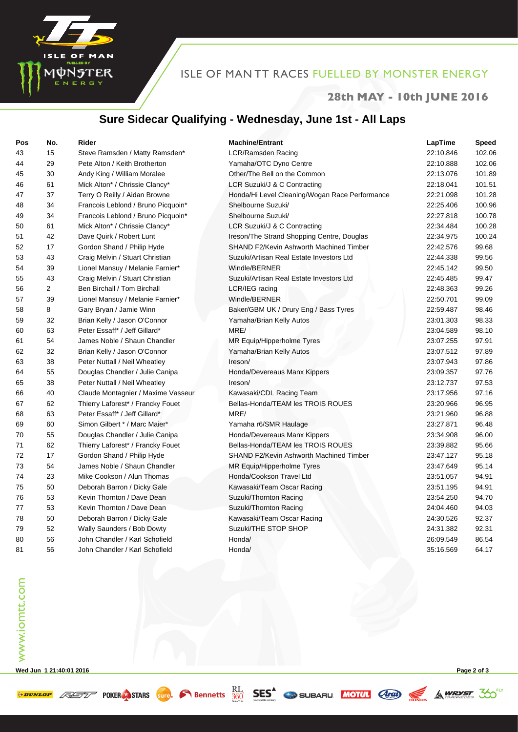# Sure Sidecar Qualifying - Wednesday, June 1st - All Laps

| Pos | No. | Rider | Machine/Entrant | LapTime | Speed |
|---|---|---|---|---|---|
| 43 | 15 | Steve Ramsden / Matty Ramsden* | LCR/Ramsden Racing | 22:10.846 | 102.06 |
| 44 | 29 | Pete Alton / Keith Brotherton | Yamaha/OTC Dyno Centre | 22:10.888 | 102.06 |
| 45 | 30 | Andy King / William Moralee | Other/The Bell on the Common | 22:13.076 | 101.89 |
| 46 | 61 | Mick Alton* / Chrissie Clancy* | LCR Suzuki/J & C Contracting | 22:18.041 | 101.51 |
| 47 | 37 | Terry O Reilly / Aidan Browne | Honda/Hi Level Cleaning/Wogan Race Performance | 22:21.098 | 101.28 |
| 48 | 34 | Francois Leblond / Bruno Picquoin* | Shelbourne Suzuki/ | 22:25.406 | 100.96 |
| 49 | 34 | Francois Leblond / Bruno Picquoin* | Shelbourne Suzuki/ | 22:27.818 | 100.78 |
| 50 | 61 | Mick Alton* / Chrissie Clancy* | LCR Suzuki/J & C Contracting | 22:34.484 | 100.28 |
| 51 | 42 | Dave Quirk / Robert Lunt | Ireson/The Strand Shopping Centre, Douglas | 22:34.975 | 100.24 |
| 52 | 17 | Gordon Shand / Philip Hyde | SHAND F2/Kevin Ashworth Machined Timber | 22:42.576 | 99.68 |
| 53 | 43 | Craig Melvin / Stuart Christian | Suzuki/Artisan Real Estate Investors Ltd | 22:44.338 | 99.56 |
| 54 | 39 | Lionel Mansuy / Melanie Farnier* | Windle/BERNER | 22:45.142 | 99.50 |
| 55 | 43 | Craig Melvin / Stuart Christian | Suzuki/Artisan Real Estate Investors Ltd | 22:45.485 | 99.47 |
| 56 | 2 | Ben Birchall / Tom Birchall | LCR/IEG racing | 22:48.363 | 99.26 |
| 57 | 39 | Lionel Mansuy / Melanie Farnier* | Windle/BERNER | 22:50.701 | 99.09 |
| 58 | 8 | Gary Bryan / Jamie Winn | Baker/GBM UK / Drury Eng / Bass Tyres | 22:59.487 | 98.46 |
| 59 | 32 | Brian Kelly / Jason O'Connor | Yamaha/Brian Kelly Autos | 23:01.303 | 98.33 |
| 60 | 63 | Peter Essaff* / Jeff Gillard* | MRE/ | 23:04.589 | 98.10 |
| 61 | 54 | James Noble / Shaun Chandler | MR Equip/Hipperholme Tyres | 23:07.255 | 97.91 |
| 62 | 32 | Brian Kelly / Jason O'Connor | Yamaha/Brian Kelly Autos | 23:07.512 | 97.89 |
| 63 | 38 | Peter Nuttall / Neil Wheatley | Ireson/ | 23:07.943 | 97.86 |
| 64 | 55 | Douglas Chandler / Julie Canipa | Honda/Devereaus Manx Kippers | 23:09.357 | 97.76 |
| 65 | 38 | Peter Nuttall / Neil Wheatley | Ireson/ | 23:12.737 | 97.53 |
| 66 | 40 | Claude Montagnier / Maxime Vasseur | Kawasaki/CDL Racing Team | 23:17.956 | 97.16 |
| 67 | 62 | Thierry Laforest* / Francky Fouet | Bellas-Honda/TEAM les TROIS ROUES | 23:20.966 | 96.95 |
| 68 | 63 | Peter Essaff* / Jeff Gillard* | MRE/ | 23:21.960 | 96.88 |
| 69 | 60 | Simon Gilbert * / Marc Maier* | Yamaha r6/SMR Haulage | 23:27.871 | 96.48 |
| 70 | 55 | Douglas Chandler / Julie Canipa | Honda/Devereaus Manx Kippers | 23:34.908 | 96.00 |
| 71 | 62 | Thierry Laforest* / Francky Fouet | Bellas-Honda/TEAM les TROIS ROUES | 23:39.882 | 95.66 |
| 72 | 17 | Gordon Shand / Philip Hyde | SHAND F2/Kevin Ashworth Machined Timber | 23:47.127 | 95.18 |
| 73 | 54 | James Noble / Shaun Chandler | MR Equip/Hipperholme Tyres | 23:47.649 | 95.14 |
| 74 | 23 | Mike Cookson / Alun Thomas | Honda/Cookson Travel Ltd | 23:51.057 | 94.91 |
| 75 | 50 | Deborah Barron / Dicky Gale | Kawasaki/Team Oscar Racing | 23:51.195 | 94.91 |
| 76 | 53 | Kevin Thornton / Dave Dean | Suzuki/Thornton Racing | 23:54.250 | 94.70 |
| 77 | 53 | Kevin Thornton / Dave Dean | Suzuki/Thornton Racing | 24:04.460 | 94.03 |
| 78 | 50 | Deborah Barron / Dicky Gale | Kawasaki/Team Oscar Racing | 24:30.526 | 92.37 |
| 79 | 52 | Wally Saunders / Bob Dowty | Suzuki/THE STOP SHOP | 24:31.382 | 92.31 |
| 80 | 56 | John Chandler / Karl Schofield | Honda/ | 26:09.549 | 86.54 |
| 81 | 56 | John Chandler / Karl Schofield | Honda/ | 35:16.569 | 64.17 |

Wed Jun 1 21:40:01 2016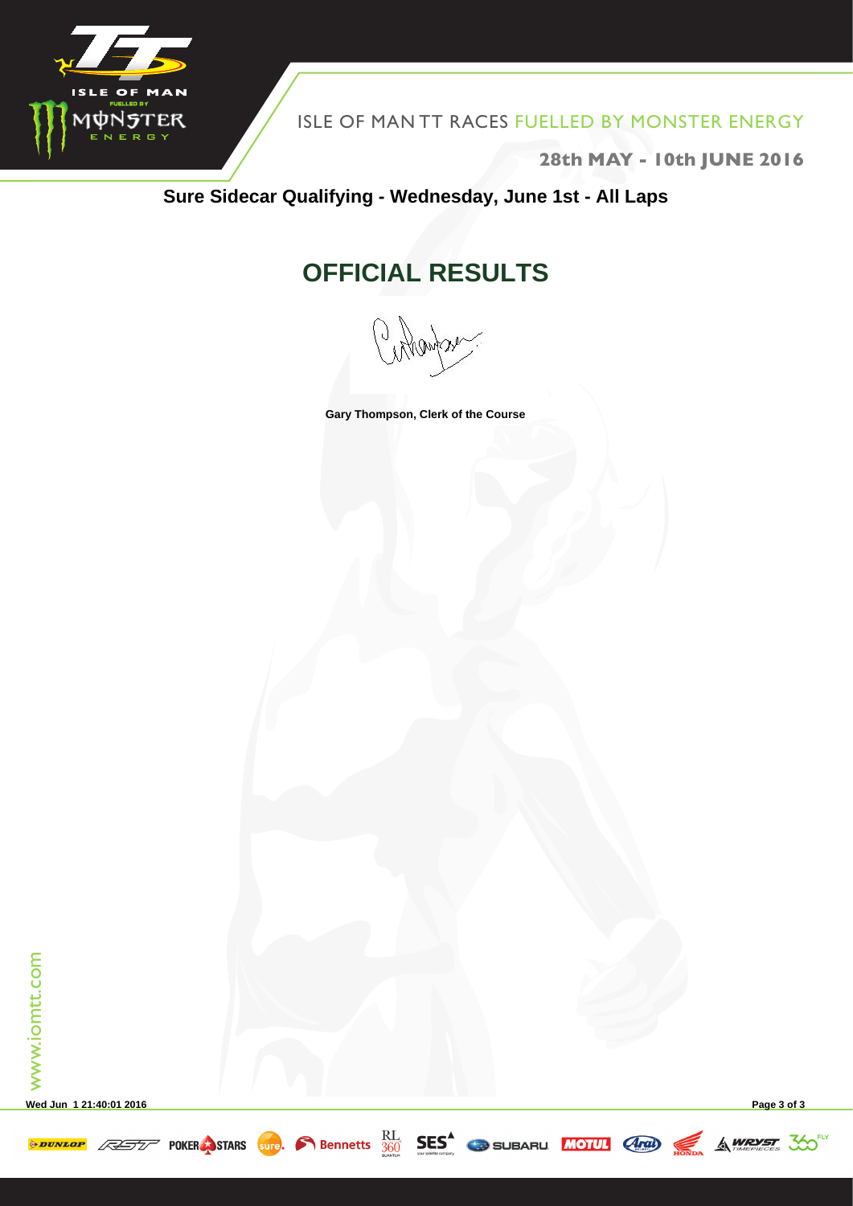**Sure Sidecar Qualifying - Wednesday, June 1st - All Laps**

# OFFICIAL RESULTS

**Gary Thompson, Clerk of the Course**

**Wed Jun 1 21:40:01 2016**